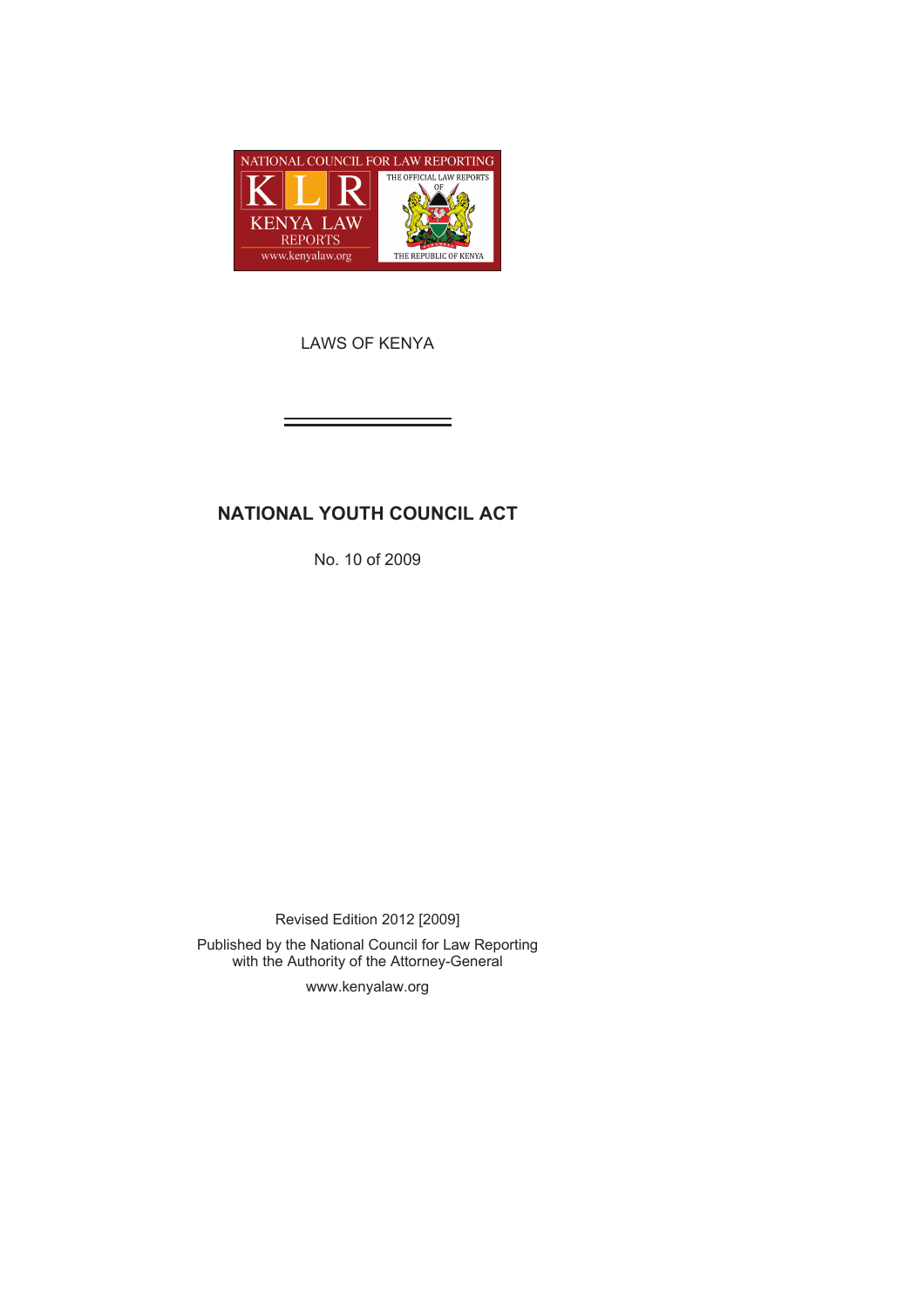NATIONAL COUNCIL FOR LAW REPORTING

KLR

KENYA LAW REPORTS

www.kenyalaw.org

THE OFFICIAL LAW REPORTS OF THE REPUBLIC OF KENYA

LAWS OF KENYA

# NATIONAL YOUTH COUNCIL ACT

No. 10 of 2009

Revised Edition 2012 [2009]

Published by the National Council for Law Reporting
with the Authority of the Attorney-General

www.kenyalaw.org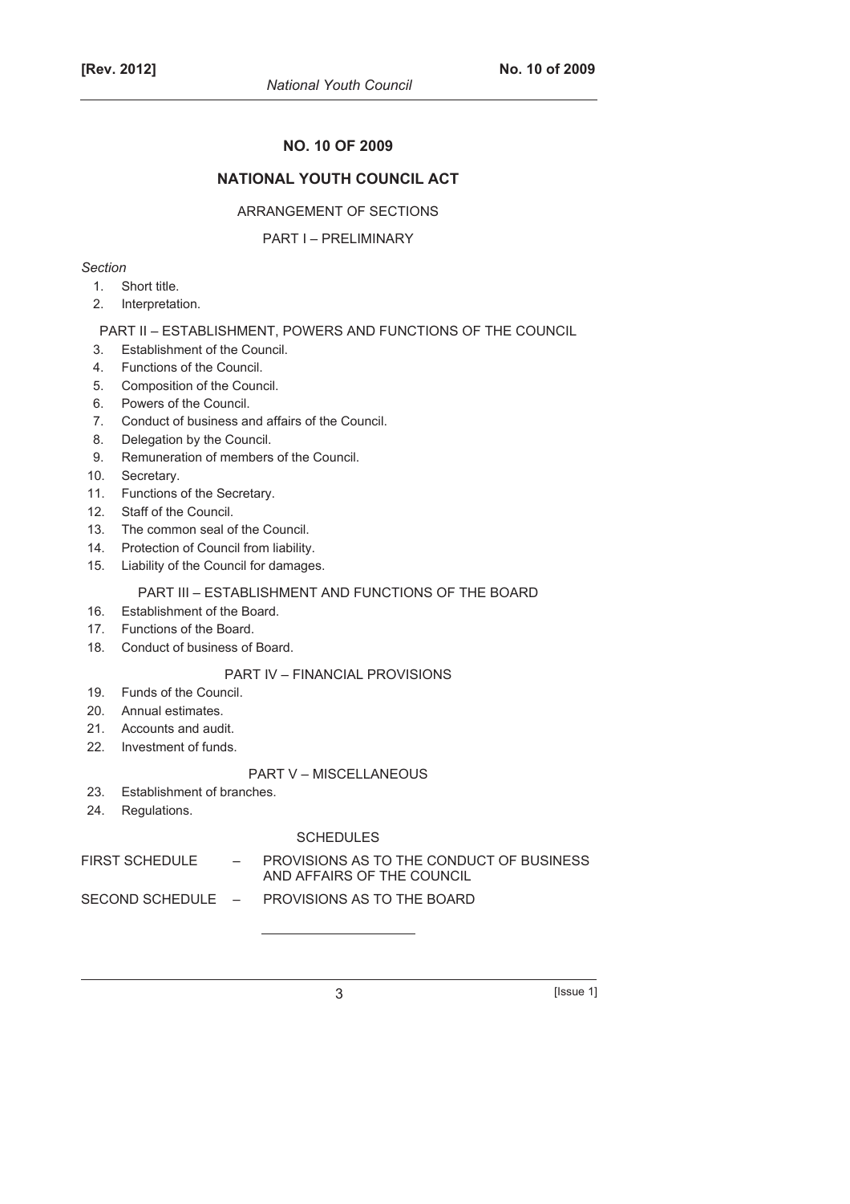# NO. 10 OF 2009

## NATIONAL YOUTH COUNCIL ACT

ARRANGEMENT OF SECTIONS

PART I – PRELIMINARY

*Section*

1. Short title.
2. Interpretation.

PART II – ESTABLISHMENT, POWERS AND FUNCTIONS OF THE COUNCIL

3. Establishment of the Council.
4. Functions of the Council.
5. Composition of the Council.
6. Powers of the Council.
7. Conduct of business and affairs of the Council.
8. Delegation by the Council.
9. Remuneration of members of the Council.
10. Secretary.
11. Functions of the Secretary.
12. Staff of the Council.
13. The common seal of the Council.
14. Protection of Council from liability.
15. Liability of the Council for damages.

PART III – ESTABLISHMENT AND FUNCTIONS OF THE BOARD

16. Establishment of the Board.
17. Functions of the Board.
18. Conduct of business of Board.

PART IV – FINANCIAL PROVISIONS

19. Funds of the Council.
20. Annual estimates.
21. Accounts and audit.
22. Investment of funds.

PART V – MISCELLANEOUS

23. Establishment of branches.
24. Regulations.

SCHEDULES

FIRST SCHEDULE – PROVISIONS AS TO THE CONDUCT OF BUSINESS AND AFFAIRS OF THE COUNCIL

SECOND SCHEDULE – PROVISIONS AS TO THE BOARD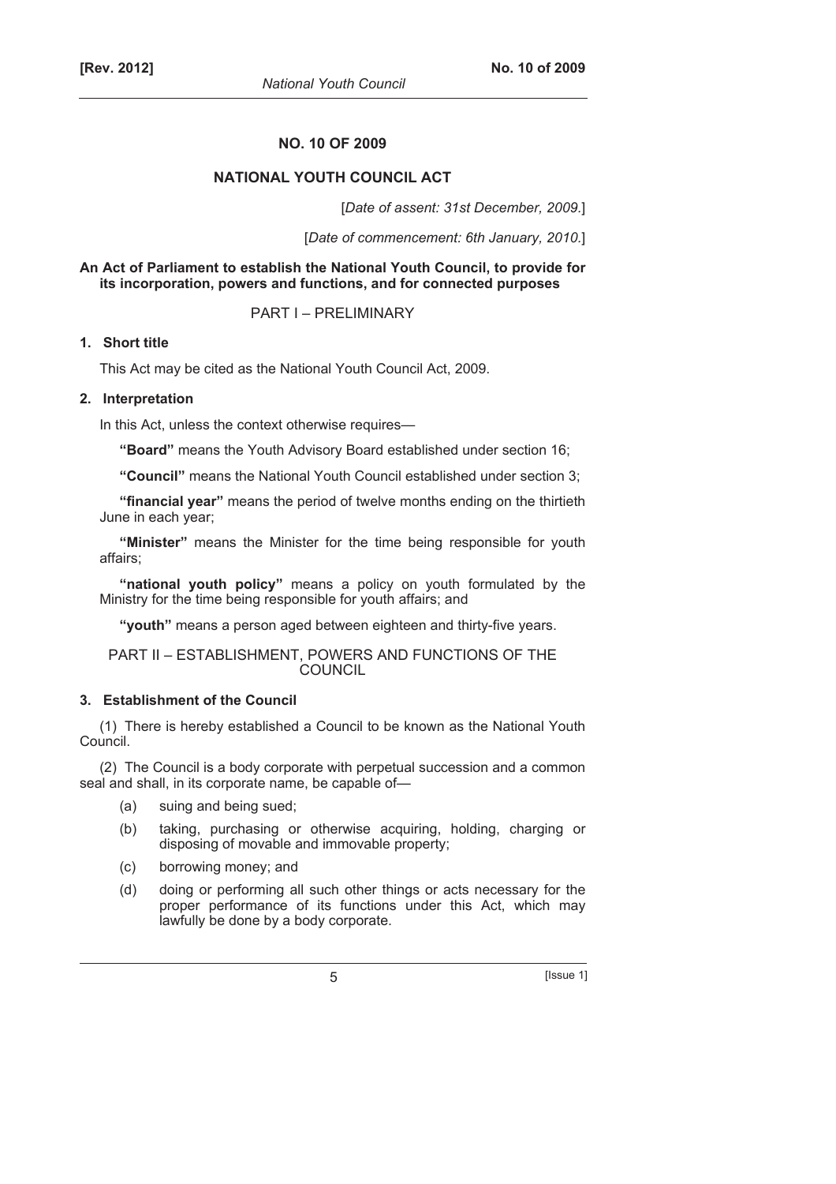# NO. 10 OF 2009

## NATIONAL YOUTH COUNCIL ACT

[*Date of assent: 31st December, 2009.*]

[*Date of commencement: 6th January, 2010.*]

**An Act of Parliament to establish the National Youth Council, to provide for its incorporation, powers and functions, and for connected purposes**

## PART I – PRELIMINARY

### 1. Short title

This Act may be cited as the National Youth Council Act, 2009.

### 2. Interpretation

In this Act, unless the context otherwise requires—

**"Board"** means the Youth Advisory Board established under section 16;

**"Council"** means the National Youth Council established under section 3;

**"financial year"** means the period of twelve months ending on the thirtieth June in each year;

**"Minister"** means the Minister for the time being responsible for youth affairs;

**"national youth policy"** means a policy on youth formulated by the Ministry for the time being responsible for youth affairs; and

**"youth"** means a person aged between eighteen and thirty-five years.

## PART II – ESTABLISHMENT, POWERS AND FUNCTIONS OF THE COUNCIL

### 3. Establishment of the Council

(1) There is hereby established a Council to be known as the National Youth Council.

(2) The Council is a body corporate with perpetual succession and a common seal and shall, in its corporate name, be capable of—

- (a) suing and being sued;
- (b) taking, purchasing or otherwise acquiring, holding, charging or disposing of movable and immovable property;
- (c) borrowing money; and
- (d) doing or performing all such other things or acts necessary for the proper performance of its functions under this Act, which may lawfully be done by a body corporate.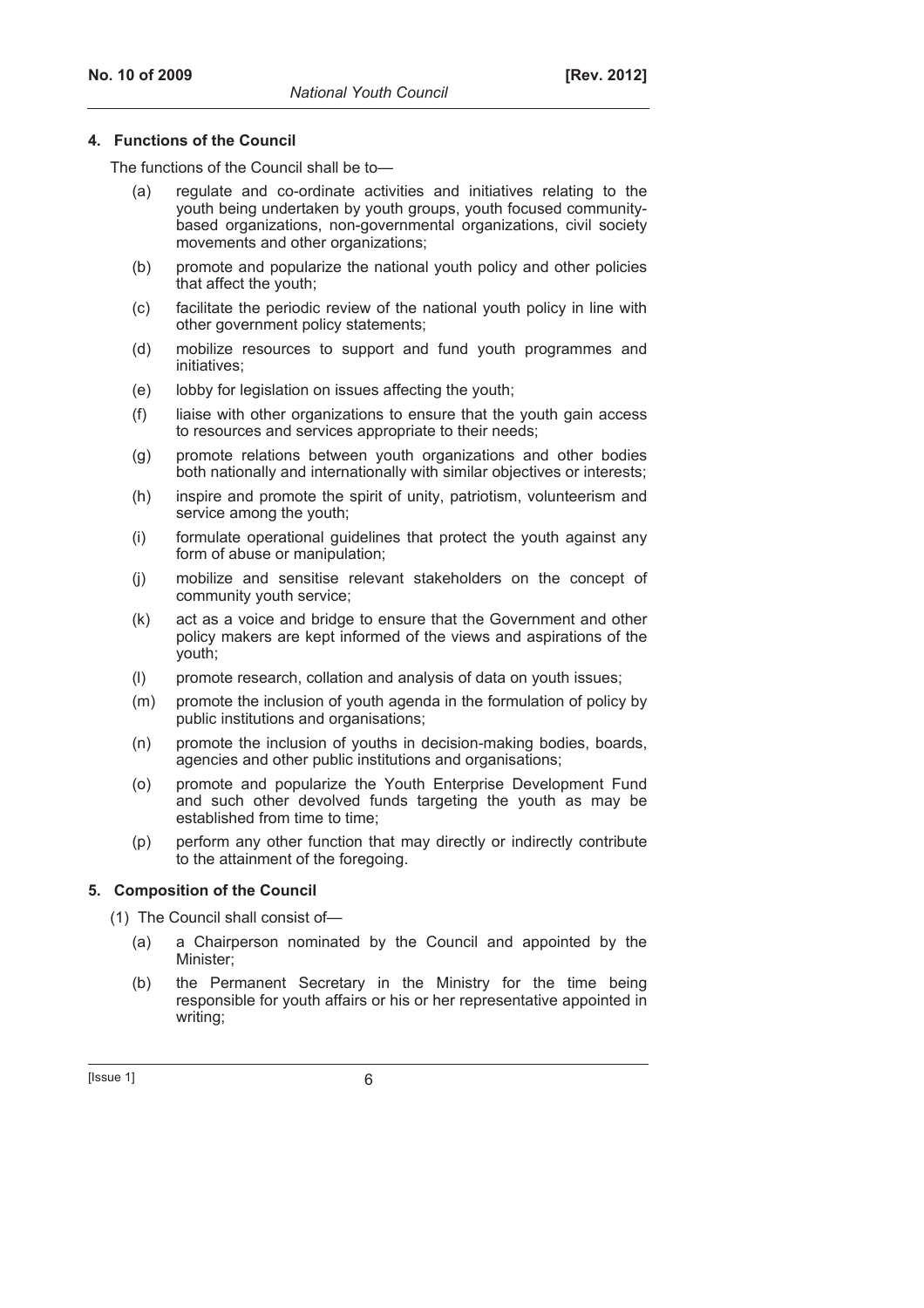### 4. Functions of the Council

The functions of the Council shall be to—

(a) regulate and co-ordinate activities and initiatives relating to the youth being undertaken by youth groups, youth focused community-based organizations, non-governmental organizations, civil society movements and other organizations;

(b) promote and popularize the national youth policy and other policies that affect the youth;

(c) facilitate the periodic review of the national youth policy in line with other government policy statements;

(d) mobilize resources to support and fund youth programmes and initiatives;

(e) lobby for legislation on issues affecting the youth;

(f) liaise with other organizations to ensure that the youth gain access to resources and services appropriate to their needs;

(g) promote relations between youth organizations and other bodies both nationally and internationally with similar objectives or interests;

(h) inspire and promote the spirit of unity, patriotism, volunteerism and service among the youth;

(i) formulate operational guidelines that protect the youth against any form of abuse or manipulation;

(j) mobilize and sensitise relevant stakeholders on the concept of community youth service;

(k) act as a voice and bridge to ensure that the Government and other policy makers are kept informed of the views and aspirations of the youth;

(l) promote research, collation and analysis of data on youth issues;

(m) promote the inclusion of youth agenda in the formulation of policy by public institutions and organisations;

(n) promote the inclusion of youths in decision-making bodies, boards, agencies and other public institutions and organisations;

(o) promote and popularize the Youth Enterprise Development Fund and such other devolved funds targeting the youth as may be established from time to time;

(p) perform any other function that may directly or indirectly contribute to the attainment of the foregoing.

### 5. Composition of the Council

(1) The Council shall consist of—

(a) a Chairperson nominated by the Council and appointed by the Minister;

(b) the Permanent Secretary in the Ministry for the time being responsible for youth affairs or his or her representative appointed in writing;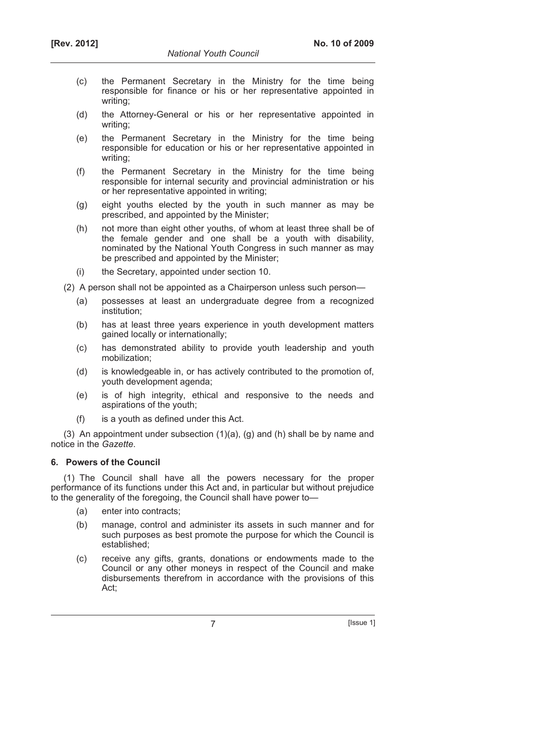(c) the Permanent Secretary in the Ministry for the time being responsible for finance or his or her representative appointed in writing;

(d) the Attorney-General or his or her representative appointed in writing;

(e) the Permanent Secretary in the Ministry for the time being responsible for education or his or her representative appointed in writing;

(f) the Permanent Secretary in the Ministry for the time being responsible for internal security and provincial administration or his or her representative appointed in writing;

(g) eight youths elected by the youth in such manner as may be prescribed, and appointed by the Minister;

(h) not more than eight other youths, of whom at least three shall be of the female gender and one shall be a youth with disability, nominated by the National Youth Congress in such manner as may be prescribed and appointed by the Minister;

(i) the Secretary, appointed under section 10.

(2) A person shall not be appointed as a Chairperson unless such person—

(a) possesses at least an undergraduate degree from a recognized institution;

(b) has at least three years experience in youth development matters gained locally or internationally;

(c) has demonstrated ability to provide youth leadership and youth mobilization;

(d) is knowledgeable in, or has actively contributed to the promotion of, youth development agenda;

(e) is of high integrity, ethical and responsive to the needs and aspirations of the youth;

(f) is a youth as defined under this Act.

(3) An appointment under subsection (1)(a), (g) and (h) shall be by name and notice in the *Gazette*.

**6. Powers of the Council**

(1) The Council shall have all the powers necessary for the proper performance of its functions under this Act and, in particular but without prejudice to the generality of the foregoing, the Council shall have power to—

(a) enter into contracts;

(b) manage, control and administer its assets in such manner and for such purposes as best promote the purpose for which the Council is established;

(c) receive any gifts, grants, donations or endowments made to the Council or any other moneys in respect of the Council and make disbursements therefrom in accordance with the provisions of this Act;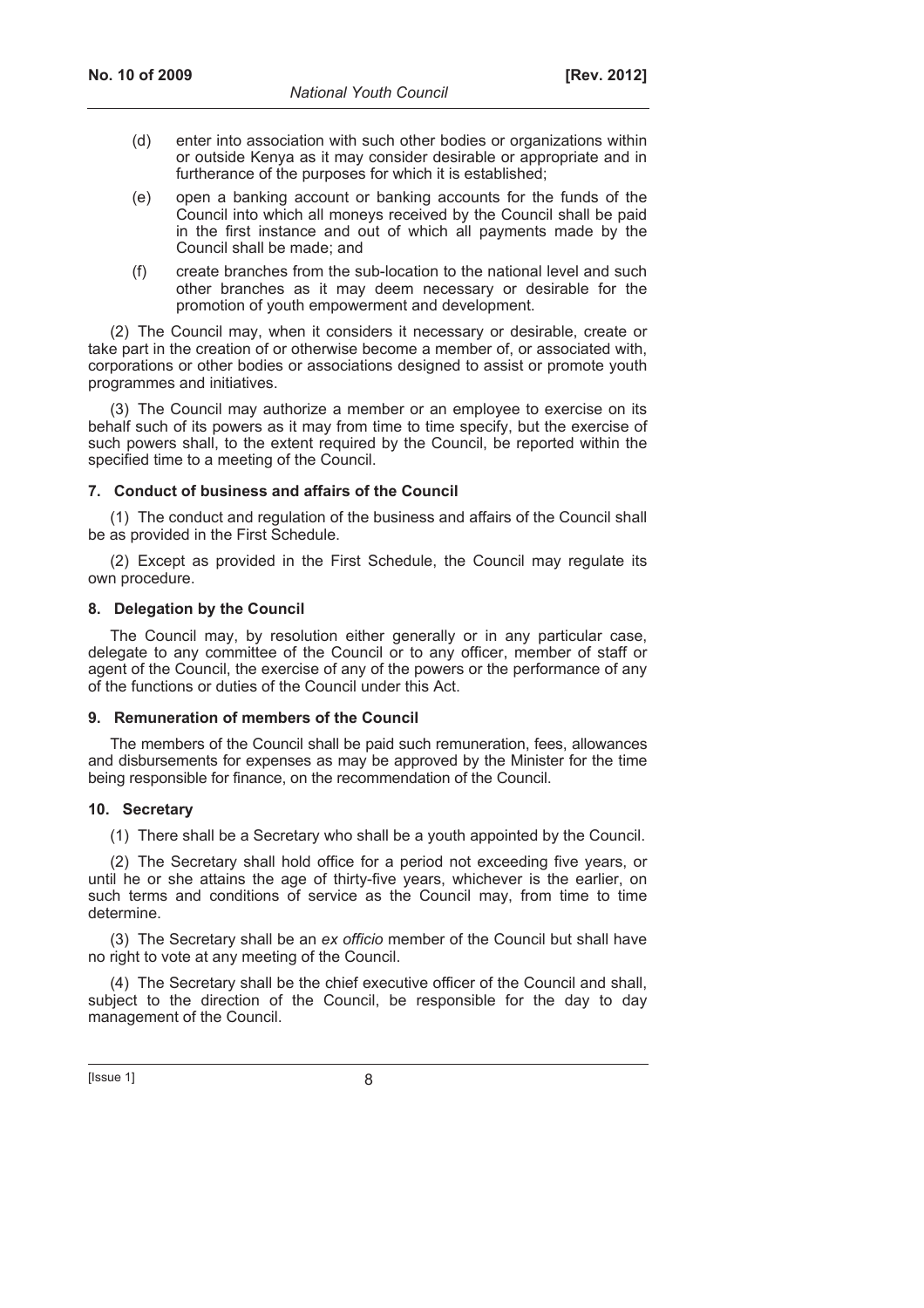(d) enter into association with such other bodies or organizations within or outside Kenya as it may consider desirable or appropriate and in furtherance of the purposes for which it is established;

(e) open a banking account or banking accounts for the funds of the Council into which all moneys received by the Council shall be paid in the first instance and out of which all payments made by the Council shall be made; and

(f) create branches from the sub-location to the national level and such other branches as it may deem necessary or desirable for the promotion of youth empowerment and development.

(2) The Council may, when it considers it necessary or desirable, create or take part in the creation of or otherwise become a member of, or associated with, corporations or other bodies or associations designed to assist or promote youth programmes and initiatives.

(3) The Council may authorize a member or an employee to exercise on its behalf such of its powers as it may from time to time specify, but the exercise of such powers shall, to the extent required by the Council, be reported within the specified time to a meeting of the Council.

### 7. Conduct of business and affairs of the Council

(1) The conduct and regulation of the business and affairs of the Council shall be as provided in the First Schedule.

(2) Except as provided in the First Schedule, the Council may regulate its own procedure.

### 8. Delegation by the Council

The Council may, by resolution either generally or in any particular case, delegate to any committee of the Council or to any officer, member of staff or agent of the Council, the exercise of any of the powers or the performance of any of the functions or duties of the Council under this Act.

### 9. Remuneration of members of the Council

The members of the Council shall be paid such remuneration, fees, allowances and disbursements for expenses as may be approved by the Minister for the time being responsible for finance, on the recommendation of the Council.

### 10. Secretary

(1) There shall be a Secretary who shall be a youth appointed by the Council.

(2) The Secretary shall hold office for a period not exceeding five years, or until he or she attains the age of thirty-five years, whichever is the earlier, on such terms and conditions of service as the Council may, from time to time determine.

(3) The Secretary shall be an *ex officio* member of the Council but shall have no right to vote at any meeting of the Council.

(4) The Secretary shall be the chief executive officer of the Council and shall, subject to the direction of the Council, be responsible for the day to day management of the Council.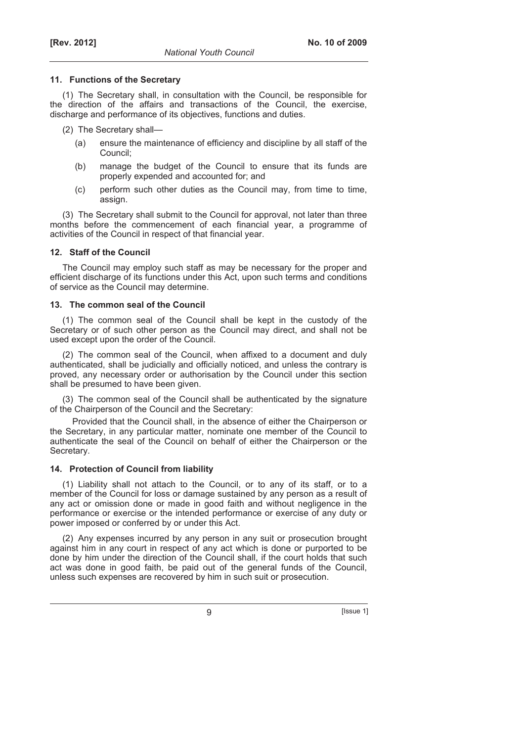### 11. Functions of the Secretary

(1) The Secretary shall, in consultation with the Council, be responsible for the direction of the affairs and transactions of the Council, the exercise, discharge and performance of its objectives, functions and duties.

(2) The Secretary shall—

- (a) ensure the maintenance of efficiency and discipline by all staff of the Council;
- (b) manage the budget of the Council to ensure that its funds are properly expended and accounted for; and
- (c) perform such other duties as the Council may, from time to time, assign.

(3) The Secretary shall submit to the Council for approval, not later than three months before the commencement of each financial year, a programme of activities of the Council in respect of that financial year.

### 12. Staff of the Council

The Council may employ such staff as may be necessary for the proper and efficient discharge of its functions under this Act, upon such terms and conditions of service as the Council may determine.

### 13. The common seal of the Council

(1) The common seal of the Council shall be kept in the custody of the Secretary or of such other person as the Council may direct, and shall not be used except upon the order of the Council.

(2) The common seal of the Council, when affixed to a document and duly authenticated, shall be judicially and officially noticed, and unless the contrary is proved, any necessary order or authorisation by the Council under this section shall be presumed to have been given.

(3) The common seal of the Council shall be authenticated by the signature of the Chairperson of the Council and the Secretary:

Provided that the Council shall, in the absence of either the Chairperson or the Secretary, in any particular matter, nominate one member of the Council to authenticate the seal of the Council on behalf of either the Chairperson or the Secretary.

### 14. Protection of Council from liability

(1) Liability shall not attach to the Council, or to any of its staff, or to a member of the Council for loss or damage sustained by any person as a result of any act or omission done or made in good faith and without negligence in the performance or exercise or the intended performance or exercise of any duty or power imposed or conferred by or under this Act.

(2) Any expenses incurred by any person in any suit or prosecution brought against him in any court in respect of any act which is done or purported to be done by him under the direction of the Council shall, if the court holds that such act was done in good faith, be paid out of the general funds of the Council, unless such expenses are recovered by him in such suit or prosecution.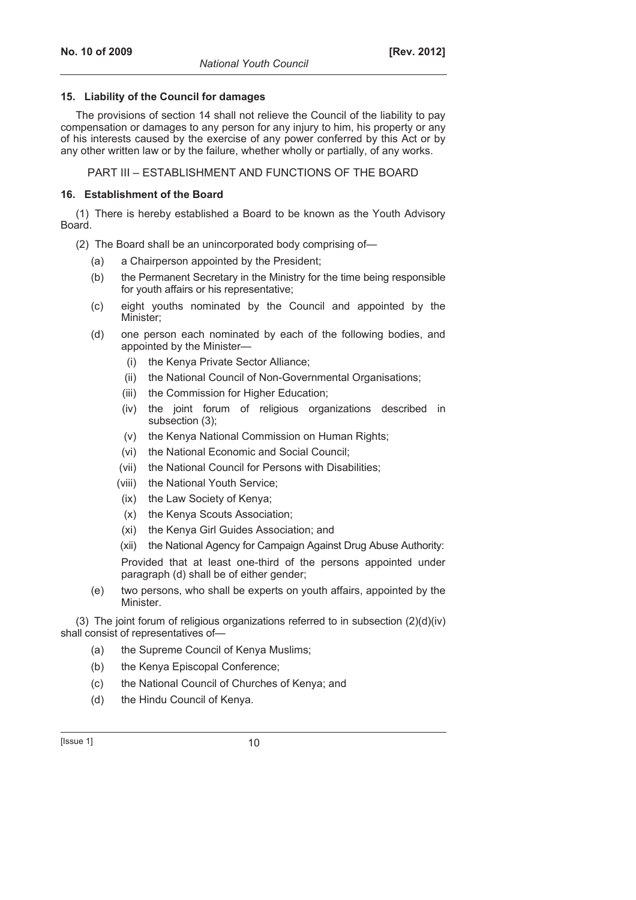### 15. Liability of the Council for damages

The provisions of section 14 shall not relieve the Council of the liability to pay compensation or damages to any person for any injury to him, his property or any of his interests caused by the exercise of any power conferred by this Act or by any other written law or by the failure, whether wholly or partially, of any works.

## PART III – ESTABLISHMENT AND FUNCTIONS OF THE BOARD

### 16. Establishment of the Board

(1) There is hereby established a Board to be known as the Youth Advisory Board.

(2) The Board shall be an unincorporated body comprising of—

- (a) a Chairperson appointed by the President;
- (b) the Permanent Secretary in the Ministry for the time being responsible for youth affairs or his representative;
- (c) eight youths nominated by the Council and appointed by the Minister;
- (d) one person each nominated by each of the following bodies, and appointed by the Minister—
  - (i) the Kenya Private Sector Alliance;
  - (ii) the National Council of Non-Governmental Organisations;
  - (iii) the Commission for Higher Education;
  - (iv) the joint forum of religious organizations described in subsection (3);
  - (v) the Kenya National Commission on Human Rights;
  - (vi) the National Economic and Social Council;
  - (vii) the National Council for Persons with Disabilities;
  - (viii) the National Youth Service;
  - (ix) the Law Society of Kenya;
  - (x) the Kenya Scouts Association;
  - (xi) the Kenya Girl Guides Association; and
  - (xii) the National Agency for Campaign Against Drug Abuse Authority:

  Provided that at least one-third of the persons appointed under paragraph (d) shall be of either gender;
- (e) two persons, who shall be experts on youth affairs, appointed by the Minister.

(3) The joint forum of religious organizations referred to in subsection (2)(d)(iv) shall consist of representatives of—

- (a) the Supreme Council of Kenya Muslims;
- (b) the Kenya Episcopal Conference;
- (c) the National Council of Churches of Kenya; and
- (d) the Hindu Council of Kenya.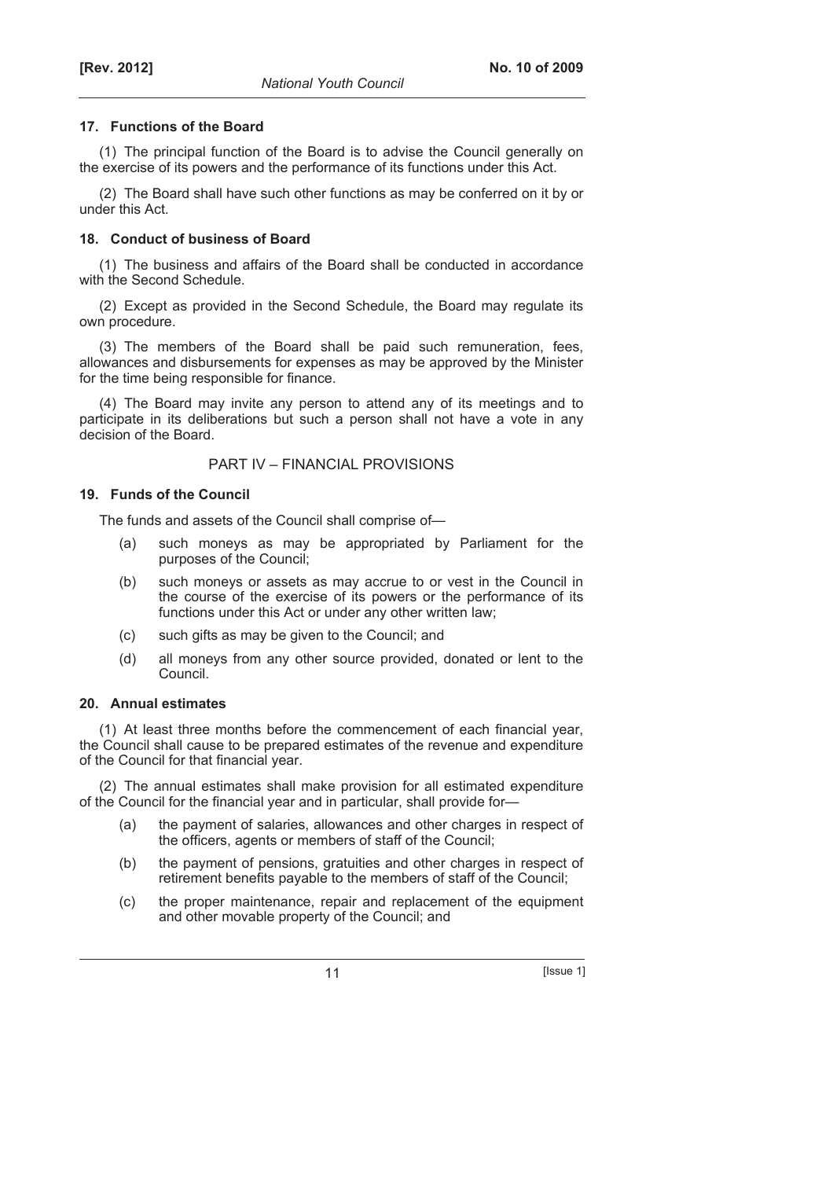### 17. Functions of the Board

(1) The principal function of the Board is to advise the Council generally on the exercise of its powers and the performance of its functions under this Act.

(2) The Board shall have such other functions as may be conferred on it by or under this Act.

### 18. Conduct of business of Board

(1) The business and affairs of the Board shall be conducted in accordance with the Second Schedule.

(2) Except as provided in the Second Schedule, the Board may regulate its own procedure.

(3) The members of the Board shall be paid such remuneration, fees, allowances and disbursements for expenses as may be approved by the Minister for the time being responsible for finance.

(4) The Board may invite any person to attend any of its meetings and to participate in its deliberations but such a person shall not have a vote in any decision of the Board.

## PART IV – FINANCIAL PROVISIONS

### 19. Funds of the Council

The funds and assets of the Council shall comprise of—

(a) such moneys as may be appropriated by Parliament for the purposes of the Council;

(b) such moneys or assets as may accrue to or vest in the Council in the course of the exercise of its powers or the performance of its functions under this Act or under any other written law;

(c) such gifts as may be given to the Council; and

(d) all moneys from any other source provided, donated or lent to the Council.

### 20. Annual estimates

(1) At least three months before the commencement of each financial year, the Council shall cause to be prepared estimates of the revenue and expenditure of the Council for that financial year.

(2) The annual estimates shall make provision for all estimated expenditure of the Council for the financial year and in particular, shall provide for—

(a) the payment of salaries, allowances and other charges in respect of the officers, agents or members of staff of the Council;

(b) the payment of pensions, gratuities and other charges in respect of retirement benefits payable to the members of staff of the Council;

(c) the proper maintenance, repair and replacement of the equipment and other movable property of the Council; and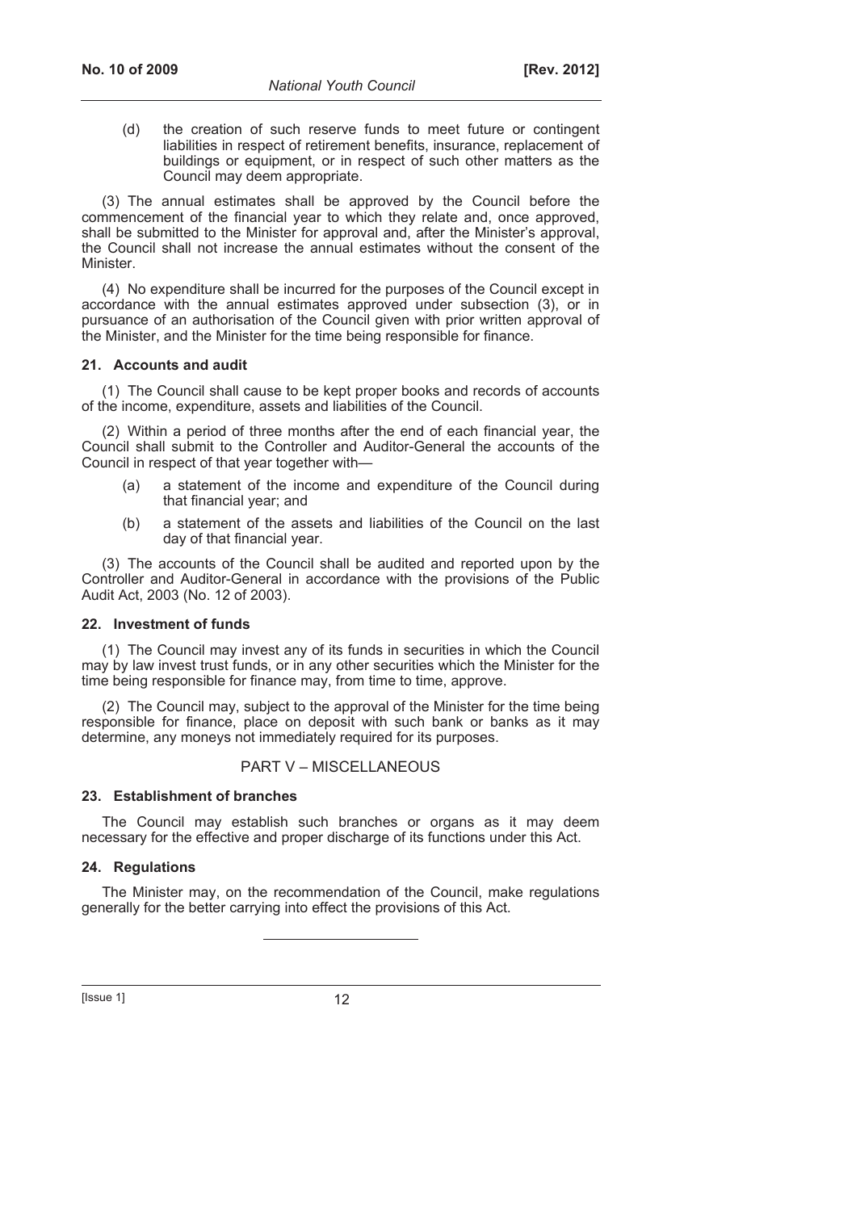(d) the creation of such reserve funds to meet future or contingent liabilities in respect of retirement benefits, insurance, replacement of buildings or equipment, or in respect of such other matters as the Council may deem appropriate.

(3) The annual estimates shall be approved by the Council before the commencement of the financial year to which they relate and, once approved, shall be submitted to the Minister for approval and, after the Minister's approval, the Council shall not increase the annual estimates without the consent of the Minister.

(4) No expenditure shall be incurred for the purposes of the Council except in accordance with the annual estimates approved under subsection (3), or in pursuance of an authorisation of the Council given with prior written approval of the Minister, and the Minister for the time being responsible for finance.

### 21. Accounts and audit

(1) The Council shall cause to be kept proper books and records of accounts of the income, expenditure, assets and liabilities of the Council.

(2) Within a period of three months after the end of each financial year, the Council shall submit to the Controller and Auditor-General the accounts of the Council in respect of that year together with—

(a) a statement of the income and expenditure of the Council during that financial year; and

(b) a statement of the assets and liabilities of the Council on the last day of that financial year.

(3) The accounts of the Council shall be audited and reported upon by the Controller and Auditor-General in accordance with the provisions of the Public Audit Act, 2003 (No. 12 of 2003).

### 22. Investment of funds

(1) The Council may invest any of its funds in securities in which the Council may by law invest trust funds, or in any other securities which the Minister for the time being responsible for finance may, from time to time, approve.

(2) The Council may, subject to the approval of the Minister for the time being responsible for finance, place on deposit with such bank or banks as it may determine, any moneys not immediately required for its purposes.

## PART V – MISCELLANEOUS

### 23. Establishment of branches

The Council may establish such branches or organs as it may deem necessary for the effective and proper discharge of its functions under this Act.

### 24. Regulations

The Minister may, on the recommendation of the Council, make regulations generally for the better carrying into effect the provisions of this Act.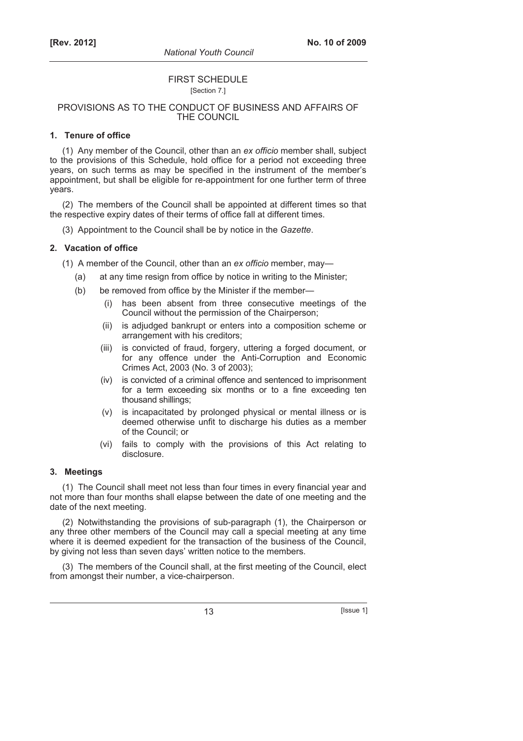# FIRST SCHEDULE

[Section 7.]

## PROVISIONS AS TO THE CONDUCT OF BUSINESS AND AFFAIRS OF THE COUNCIL

### 1. Tenure of office

(1) Any member of the Council, other than an *ex officio* member shall, subject to the provisions of this Schedule, hold office for a period not exceeding three years, on such terms as may be specified in the instrument of the member's appointment, but shall be eligible for re-appointment for one further term of three years.

(2) The members of the Council shall be appointed at different times so that the respective expiry dates of their terms of office fall at different times.

(3) Appointment to the Council shall be by notice in the *Gazette*.

### 2. Vacation of office

(1) A member of the Council, other than an *ex officio* member, may—

- (a) at any time resign from office by notice in writing to the Minister;
- (b) be removed from office by the Minister if the member—
  - (i) has been absent from three consecutive meetings of the Council without the permission of the Chairperson;
  - (ii) is adjudged bankrupt or enters into a composition scheme or arrangement with his creditors;
  - (iii) is convicted of fraud, forgery, uttering a forged document, or for any offence under the Anti-Corruption and Economic Crimes Act, 2003 (No. 3 of 2003);
  - (iv) is convicted of a criminal offence and sentenced to imprisonment for a term exceeding six months or to a fine exceeding ten thousand shillings;
  - (v) is incapacitated by prolonged physical or mental illness or is deemed otherwise unfit to discharge his duties as a member of the Council; or
  - (vi) fails to comply with the provisions of this Act relating to disclosure.

### 3. Meetings

(1) The Council shall meet not less than four times in every financial year and not more than four months shall elapse between the date of one meeting and the date of the next meeting.

(2) Notwithstanding the provisions of sub-paragraph (1), the Chairperson or any three other members of the Council may call a special meeting at any time where it is deemed expedient for the transaction of the business of the Council, by giving not less than seven days' written notice to the members.

(3) The members of the Council shall, at the first meeting of the Council, elect from amongst their number, a vice-chairperson.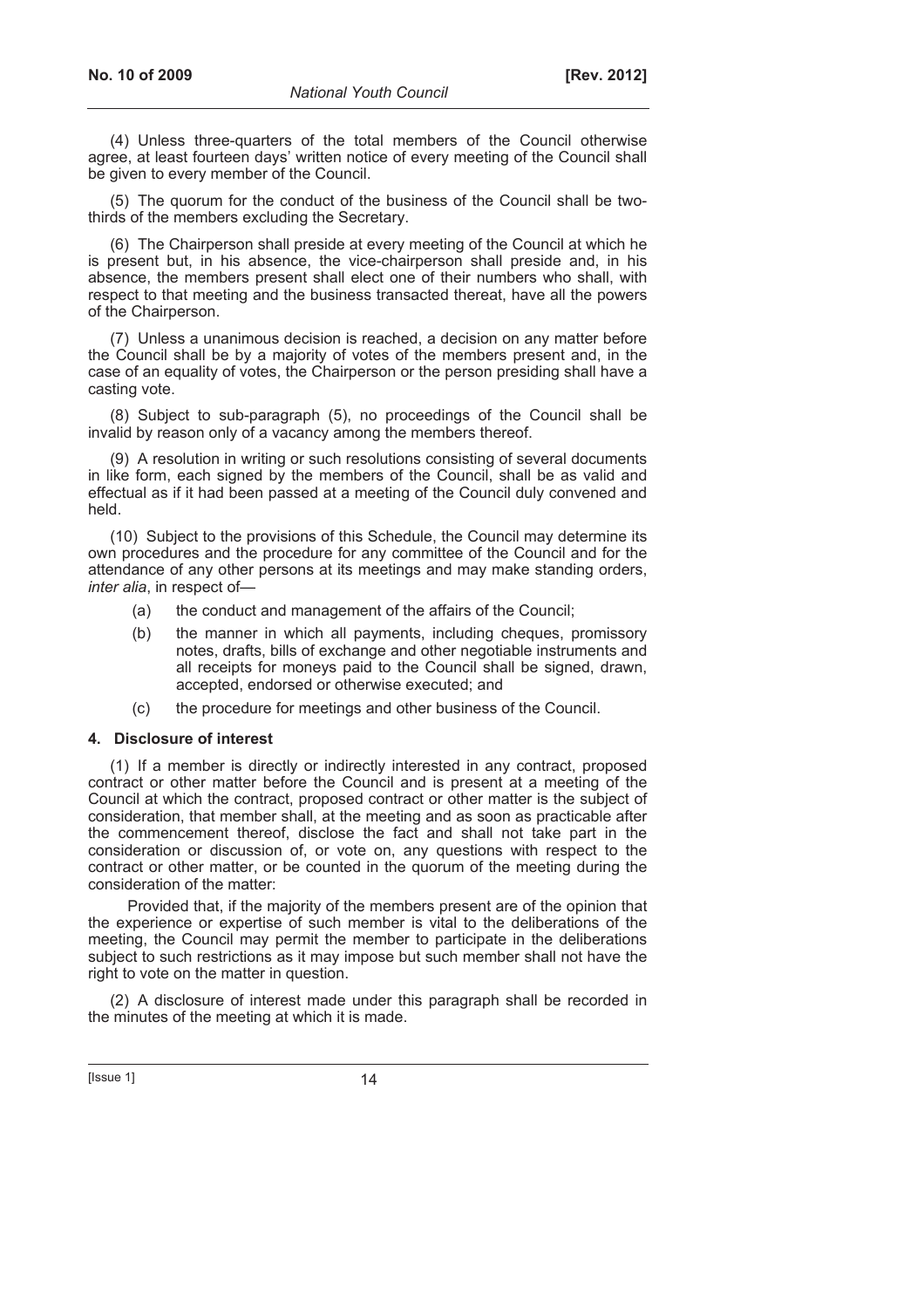(4) Unless three-quarters of the total members of the Council otherwise agree, at least fourteen days' written notice of every meeting of the Council shall be given to every member of the Council.

(5) The quorum for the conduct of the business of the Council shall be two-thirds of the members excluding the Secretary.

(6) The Chairperson shall preside at every meeting of the Council at which he is present but, in his absence, the vice-chairperson shall preside and, in his absence, the members present shall elect one of their numbers who shall, with respect to that meeting and the business transacted thereat, have all the powers of the Chairperson.

(7) Unless a unanimous decision is reached, a decision on any matter before the Council shall be by a majority of votes of the members present and, in the case of an equality of votes, the Chairperson or the person presiding shall have a casting vote.

(8) Subject to sub-paragraph (5), no proceedings of the Council shall be invalid by reason only of a vacancy among the members thereof.

(9) A resolution in writing or such resolutions consisting of several documents in like form, each signed by the members of the Council, shall be as valid and effectual as if it had been passed at a meeting of the Council duly convened and held.

(10) Subject to the provisions of this Schedule, the Council may determine its own procedures and the procedure for any committee of the Council and for the attendance of any other persons at its meetings and may make standing orders, *inter alia*, in respect of—

(a) the conduct and management of the affairs of the Council;

(b) the manner in which all payments, including cheques, promissory notes, drafts, bills of exchange and other negotiable instruments and all receipts for moneys paid to the Council shall be signed, drawn, accepted, endorsed or otherwise executed; and

(c) the procedure for meetings and other business of the Council.

**4. Disclosure of interest**

(1) If a member is directly or indirectly interested in any contract, proposed contract or other matter before the Council and is present at a meeting of the Council at which the contract, proposed contract or other matter is the subject of consideration, that member shall, at the meeting and as soon as practicable after the commencement thereof, disclose the fact and shall not take part in the consideration or discussion of, or vote on, any questions with respect to the contract or other matter, or be counted in the quorum of the meeting during the consideration of the matter:

Provided that, if the majority of the members present are of the opinion that the experience or expertise of such member is vital to the deliberations of the meeting, the Council may permit the member to participate in the deliberations subject to such restrictions as it may impose but such member shall not have the right to vote on the matter in question.

(2) A disclosure of interest made under this paragraph shall be recorded in the minutes of the meeting at which it is made.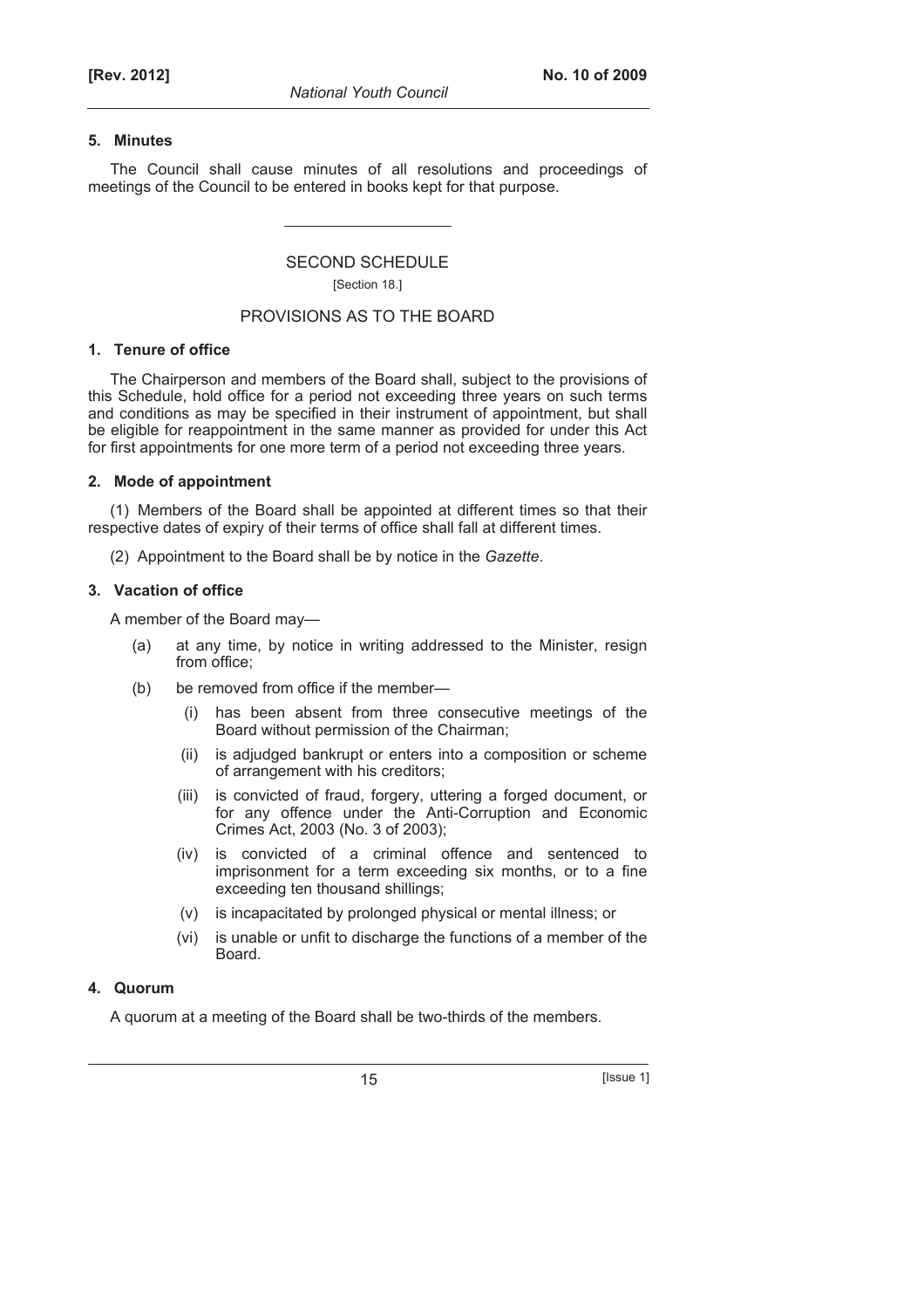**5. Minutes**

The Council shall cause minutes of all resolutions and proceedings of meetings of the Council to be entered in books kept for that purpose.

---

## SECOND SCHEDULE

[Section 18.]

## PROVISIONS AS TO THE BOARD

**1. Tenure of office**

The Chairperson and members of the Board shall, subject to the provisions of this Schedule, hold office for a period not exceeding three years on such terms and conditions as may be specified in their instrument of appointment, but shall be eligible for reappointment in the same manner as provided for under this Act for first appointments for one more term of a period not exceeding three years.

**2. Mode of appointment**

(1) Members of the Board shall be appointed at different times so that their respective dates of expiry of their terms of office shall fall at different times.

(2) Appointment to the Board shall be by notice in the *Gazette*.

**3. Vacation of office**

A member of the Board may—

(a) at any time, by notice in writing addressed to the Minister, resign from office;

(b) be removed from office if the member—

(i) has been absent from three consecutive meetings of the Board without permission of the Chairman;

(ii) is adjudged bankrupt or enters into a composition or scheme of arrangement with his creditors;

(iii) is convicted of fraud, forgery, uttering a forged document, or for any offence under the Anti-Corruption and Economic Crimes Act, 2003 (No. 3 of 2003);

(iv) is convicted of a criminal offence and sentenced to imprisonment for a term exceeding six months, or to a fine exceeding ten thousand shillings;

(v) is incapacitated by prolonged physical or mental illness; or

(vi) is unable or unfit to discharge the functions of a member of the Board.

**4. Quorum**

A quorum at a meeting of the Board shall be two-thirds of the members.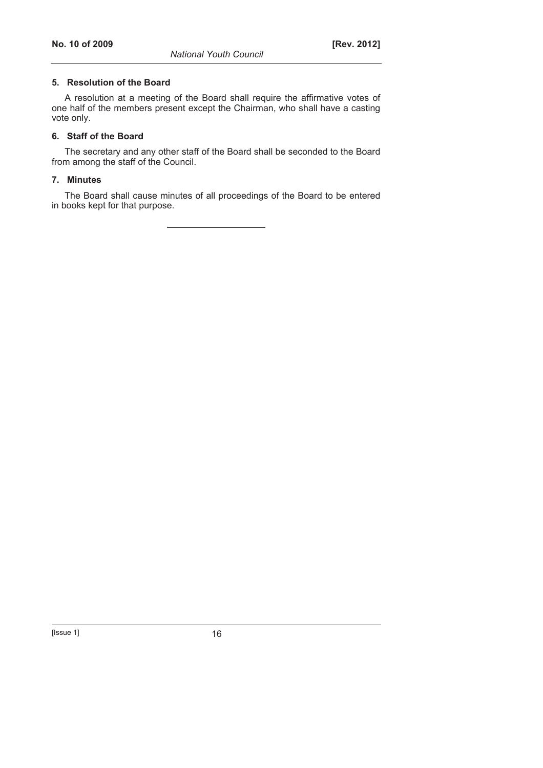#### 5. Resolution of the Board

A resolution at a meeting of the Board shall require the affirmative votes of one half of the members present except the Chairman, who shall have a casting vote only.

#### 6. Staff of the Board

The secretary and any other staff of the Board shall be seconded to the Board from among the staff of the Council.

#### 7. Minutes

The Board shall cause minutes of all proceedings of the Board to be entered in books kept for that purpose.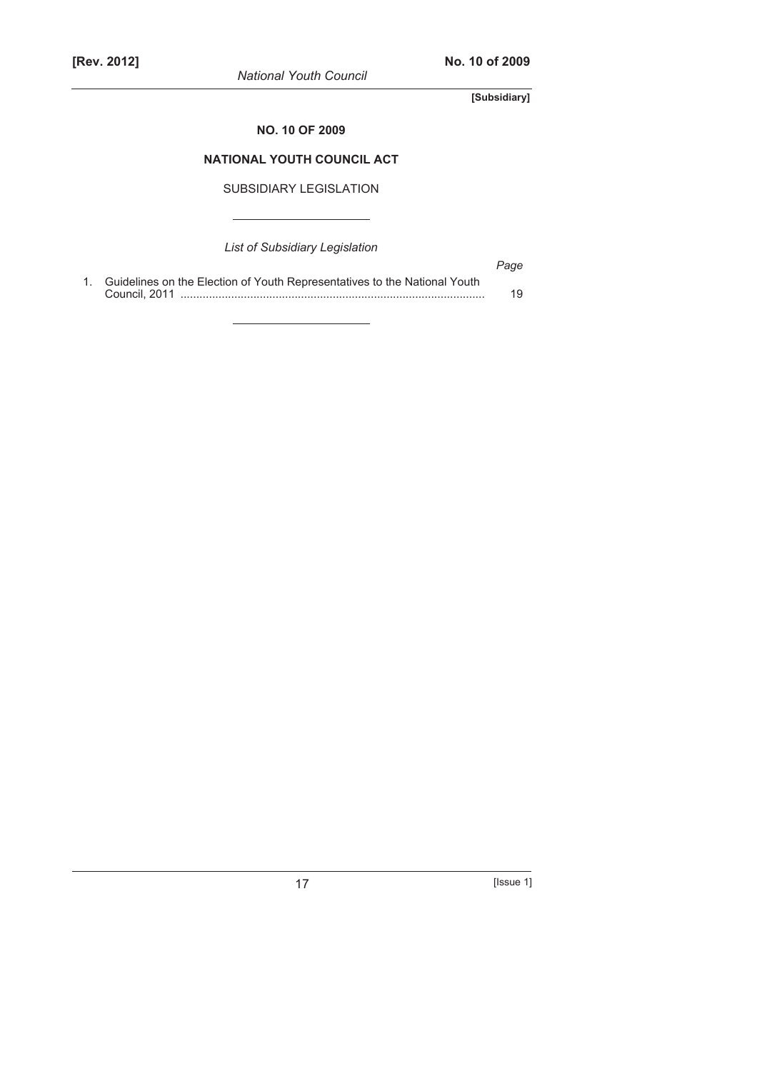**[Subsidiary]**

# NO. 10 OF 2009

## NATIONAL YOUTH COUNCIL ACT

SUBSIDIARY LEGISLATION

*List of Subsidiary Legislation*

| | | *Page* |
|---|---|---|
| 1. | Guidelines on the Election of Youth Representatives to the National Youth Council, 2011 | 19 |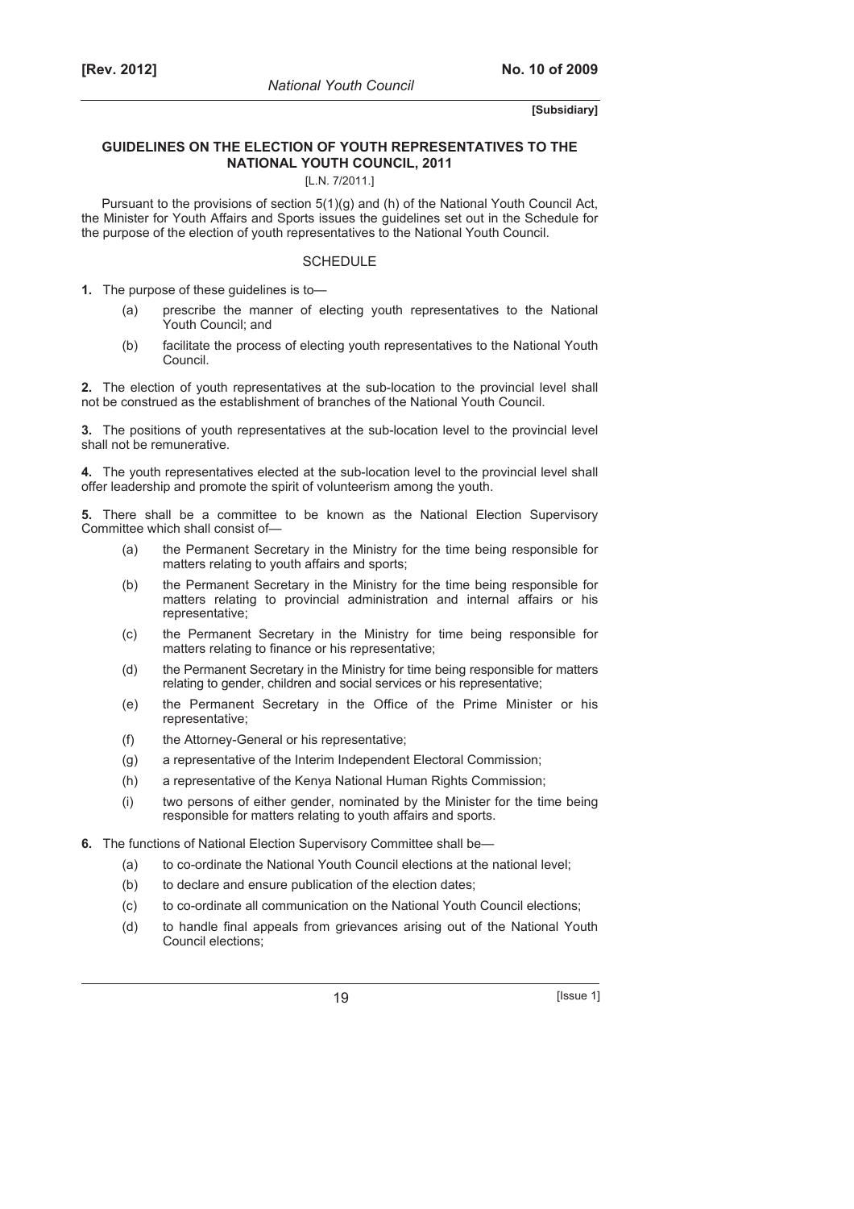**[Subsidiary]**

## GUIDELINES ON THE ELECTION OF YOUTH REPRESENTATIVES TO THE NATIONAL YOUTH COUNCIL, 2011

[L.N. 7/2011.]

Pursuant to the provisions of section 5(1)(g) and (h) of the National Youth Council Act, the Minister for Youth Affairs and Sports issues the guidelines set out in the Schedule for the purpose of the election of youth representatives to the National Youth Council.

### SCHEDULE

**1.** The purpose of these guidelines is to—

- (a) prescribe the manner of electing youth representatives to the National Youth Council; and
- (b) facilitate the process of electing youth representatives to the National Youth Council.

**2.** The election of youth representatives at the sub-location to the provincial level shall not be construed as the establishment of branches of the National Youth Council.

**3.** The positions of youth representatives at the sub-location level to the provincial level shall not be remunerative.

**4.** The youth representatives elected at the sub-location level to the provincial level shall offer leadership and promote the spirit of volunteerism among the youth.

**5.** There shall be a committee to be known as the National Election Supervisory Committee which shall consist of—

- (a) the Permanent Secretary in the Ministry for the time being responsible for matters relating to youth affairs and sports;
- (b) the Permanent Secretary in the Ministry for the time being responsible for matters relating to provincial administration and internal affairs or his representative;
- (c) the Permanent Secretary in the Ministry for time being responsible for matters relating to finance or his representative;
- (d) the Permanent Secretary in the Ministry for time being responsible for matters relating to gender, children and social services or his representative;
- (e) the Permanent Secretary in the Office of the Prime Minister or his representative;
- (f) the Attorney-General or his representative;
- (g) a representative of the Interim Independent Electoral Commission;
- (h) a representative of the Kenya National Human Rights Commission;
- (i) two persons of either gender, nominated by the Minister for the time being responsible for matters relating to youth affairs and sports.

**6.** The functions of National Election Supervisory Committee shall be—

- (a) to co-ordinate the National Youth Council elections at the national level;
- (b) to declare and ensure publication of the election dates;
- (c) to co-ordinate all communication on the National Youth Council elections;
- (d) to handle final appeals from grievances arising out of the National Youth Council elections;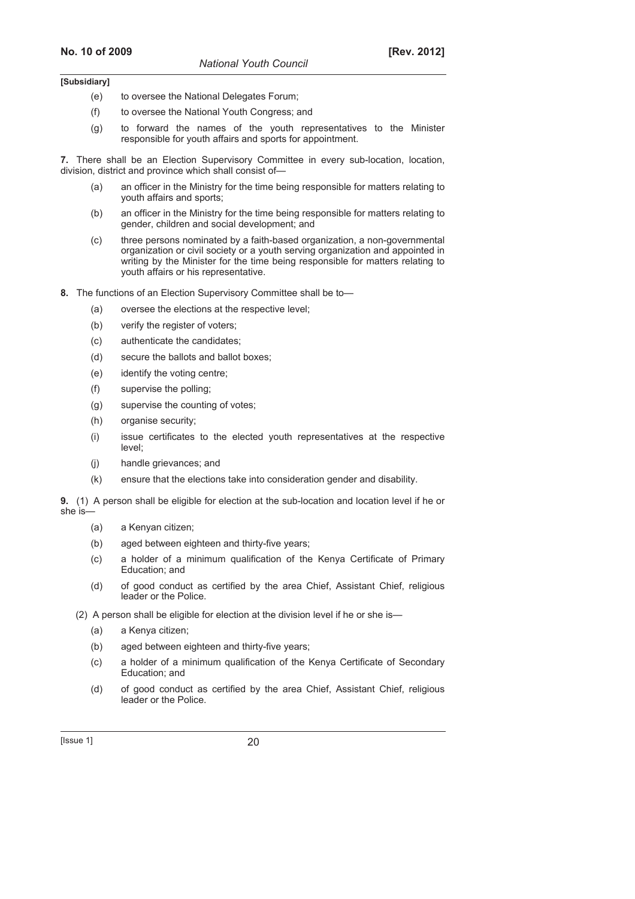**[Subsidiary]**

(e) to oversee the National Delegates Forum;

(f) to oversee the National Youth Congress; and

(g) to forward the names of the youth representatives to the Minister responsible for youth affairs and sports for appointment.

**7.** There shall be an Election Supervisory Committee in every sub-location, location, division, district and province which shall consist of—

(a) an officer in the Ministry for the time being responsible for matters relating to youth affairs and sports;

(b) an officer in the Ministry for the time being responsible for matters relating to gender, children and social development; and

(c) three persons nominated by a faith-based organization, a non-governmental organization or civil society or a youth serving organization and appointed in writing by the Minister for the time being responsible for matters relating to youth affairs or his representative.

**8.** The functions of an Election Supervisory Committee shall be to—

(a) oversee the elections at the respective level;

(b) verify the register of voters;

(c) authenticate the candidates;

(d) secure the ballots and ballot boxes;

(e) identify the voting centre;

(f) supervise the polling;

(g) supervise the counting of votes;

(h) organise security;

(i) issue certificates to the elected youth representatives at the respective level;

(j) handle grievances; and

(k) ensure that the elections take into consideration gender and disability.

**9.** (1) A person shall be eligible for election at the sub-location and location level if he or she is—

(a) a Kenyan citizen;

(b) aged between eighteen and thirty-five years;

(c) a holder of a minimum qualification of the Kenya Certificate of Primary Education; and

(d) of good conduct as certified by the area Chief, Assistant Chief, religious leader or the Police.

(2) A person shall be eligible for election at the division level if he or she is—

(a) a Kenya citizen;

(b) aged between eighteen and thirty-five years;

(c) a holder of a minimum qualification of the Kenya Certificate of Secondary Education; and

(d) of good conduct as certified by the area Chief, Assistant Chief, religious leader or the Police.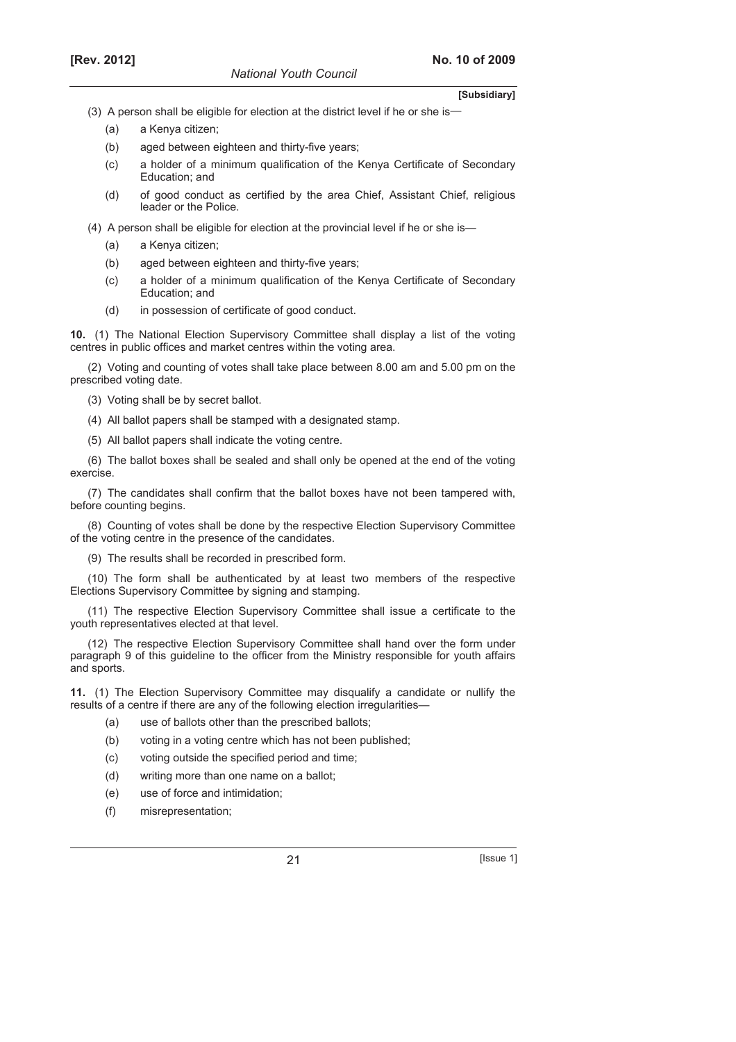(3) A person shall be eligible for election at the district level if he or she is—

(a) a Kenya citizen;

(b) aged between eighteen and thirty-five years;

(c) a holder of a minimum qualification of the Kenya Certificate of Secondary Education; and

(d) of good conduct as certified by the area Chief, Assistant Chief, religious leader or the Police.

(4) A person shall be eligible for election at the provincial level if he or she is—

(a) a Kenya citizen;

(b) aged between eighteen and thirty-five years;

(c) a holder of a minimum qualification of the Kenya Certificate of Secondary Education; and

(d) in possession of certificate of good conduct.

**10.** (1) The National Election Supervisory Committee shall display a list of the voting centres in public offices and market centres within the voting area.

(2) Voting and counting of votes shall take place between 8.00 am and 5.00 pm on the prescribed voting date.

(3) Voting shall be by secret ballot.

(4) All ballot papers shall be stamped with a designated stamp.

(5) All ballot papers shall indicate the voting centre.

(6) The ballot boxes shall be sealed and shall only be opened at the end of the voting exercise.

(7) The candidates shall confirm that the ballot boxes have not been tampered with, before counting begins.

(8) Counting of votes shall be done by the respective Election Supervisory Committee of the voting centre in the presence of the candidates.

(9) The results shall be recorded in prescribed form.

(10) The form shall be authenticated by at least two members of the respective Elections Supervisory Committee by signing and stamping.

(11) The respective Election Supervisory Committee shall issue a certificate to the youth representatives elected at that level.

(12) The respective Election Supervisory Committee shall hand over the form under paragraph 9 of this guideline to the officer from the Ministry responsible for youth affairs and sports.

**11.** (1) The Election Supervisory Committee may disqualify a candidate or nullify the results of a centre if there are any of the following election irregularities—

(a) use of ballots other than the prescribed ballots;

(b) voting in a voting centre which has not been published;

(c) voting outside the specified period and time;

(d) writing more than one name on a ballot;

(e) use of force and intimidation;

(f) misrepresentation;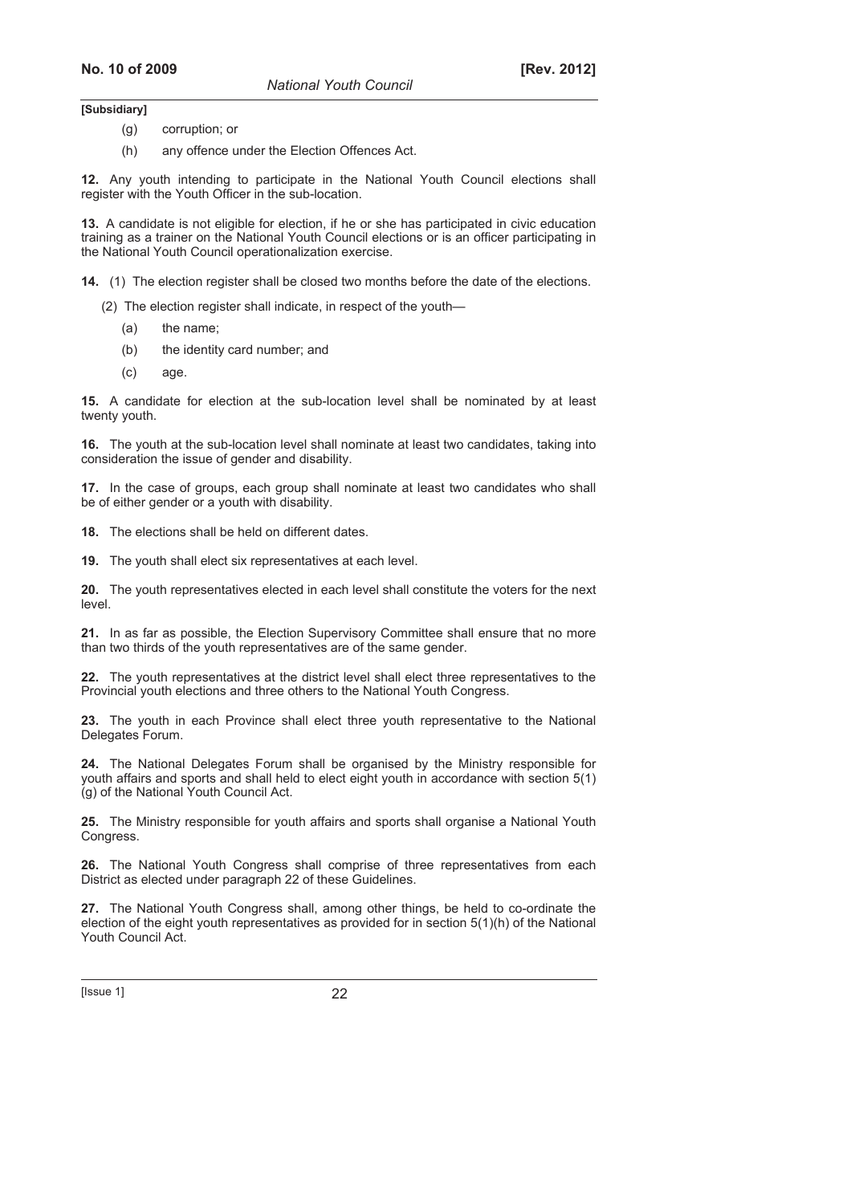**[Subsidiary]**

(g) corruption; or

(h) any offence under the Election Offences Act.

**12.** Any youth intending to participate in the National Youth Council elections shall register with the Youth Officer in the sub-location.

**13.** A candidate is not eligible for election, if he or she has participated in civic education training as a trainer on the National Youth Council elections or is an officer participating in the National Youth Council operationalization exercise.

**14.** (1) The election register shall be closed two months before the date of the elections.

(2) The election register shall indicate, in respect of the youth—

(a) the name;

(b) the identity card number; and

(c) age.

**15.** A candidate for election at the sub-location level shall be nominated by at least twenty youth.

**16.** The youth at the sub-location level shall nominate at least two candidates, taking into consideration the issue of gender and disability.

**17.** In the case of groups, each group shall nominate at least two candidates who shall be of either gender or a youth with disability.

**18.** The elections shall be held on different dates.

**19.** The youth shall elect six representatives at each level.

**20.** The youth representatives elected in each level shall constitute the voters for the next level.

**21.** In as far as possible, the Election Supervisory Committee shall ensure that no more than two thirds of the youth representatives are of the same gender.

**22.** The youth representatives at the district level shall elect three representatives to the Provincial youth elections and three others to the National Youth Congress.

**23.** The youth in each Province shall elect three youth representative to the National Delegates Forum.

**24.** The National Delegates Forum shall be organised by the Ministry responsible for youth affairs and sports and shall held to elect eight youth in accordance with section 5(1)(g) of the National Youth Council Act.

**25.** The Ministry responsible for youth affairs and sports shall organise a National Youth Congress.

**26.** The National Youth Congress shall comprise of three representatives from each District as elected under paragraph 22 of these Guidelines.

**27.** The National Youth Congress shall, among other things, be held to co-ordinate the election of the eight youth representatives as provided for in section 5(1)(h) of the National Youth Council Act.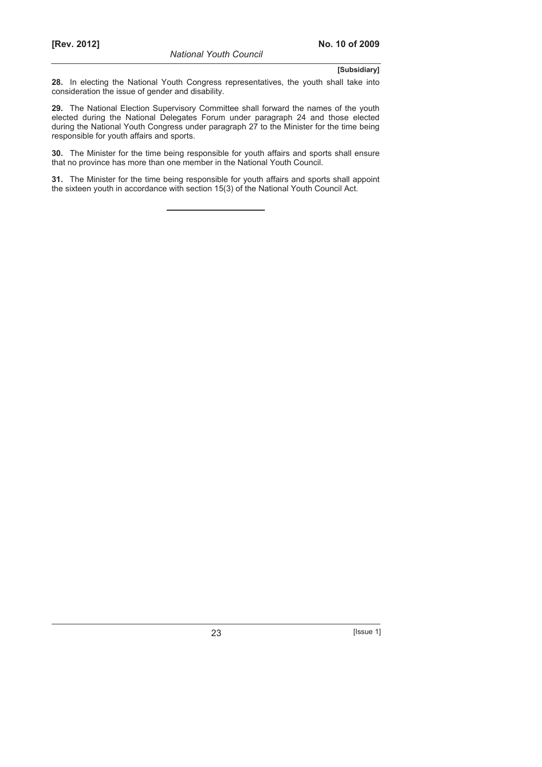**28.** In electing the National Youth Congress representatives, the youth shall take into consideration the issue of gender and disability.

**29.** The National Election Supervisory Committee shall forward the names of the youth elected during the National Delegates Forum under paragraph 24 and those elected during the National Youth Congress under paragraph 27 to the Minister for the time being responsible for youth affairs and sports.

**30.** The Minister for the time being responsible for youth affairs and sports shall ensure that no province has more than one member in the National Youth Council.

**31.** The Minister for the time being responsible for youth affairs and sports shall appoint the sixteen youth in accordance with section 15(3) of the National Youth Council Act.